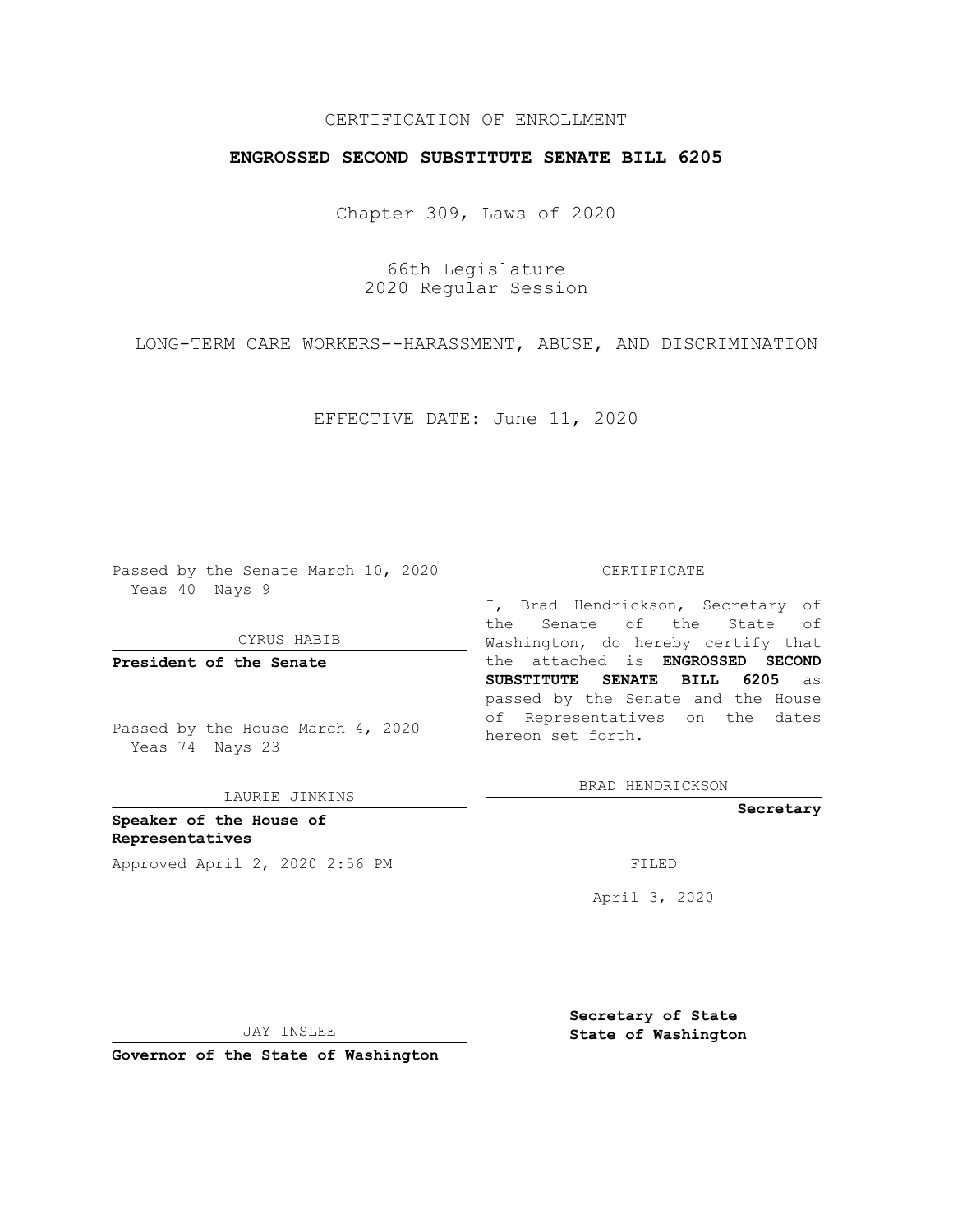CERTIFICATION OF ENROLLMENT

**ENGROSSED SECOND SUBSTITUTE SENATE BILL 6205**

Chapter 309, Laws of 2020

66th Legislature
2020 Regular Session

LONG-TERM CARE WORKERS--HARASSMENT, ABUSE, AND DISCRIMINATION

EFFECTIVE DATE: June 11, 2020

Passed by the Senate March 10, 2020
Yeas 40 Nays 9

CYRUS HABIB

**President of the Senate**

Passed by the House March 4, 2020
Yeas 74 Nays 23

LAURIE JINKINS

**Speaker of the House of Representatives**

Approved April 2, 2020 2:56 PM

JAY INSLEE

**Governor of the State of Washington**

CERTIFICATE

I, Brad Hendrickson, Secretary of the Senate of the State of Washington, do hereby certify that the attached is **ENGROSSED SECOND SUBSTITUTE SENATE BILL 6205** as passed by the Senate and the House of Representatives on the dates hereon set forth.

BRAD HENDRICKSON

**Secretary**

FILED

April 3, 2020

**Secretary of State**
**State of Washington**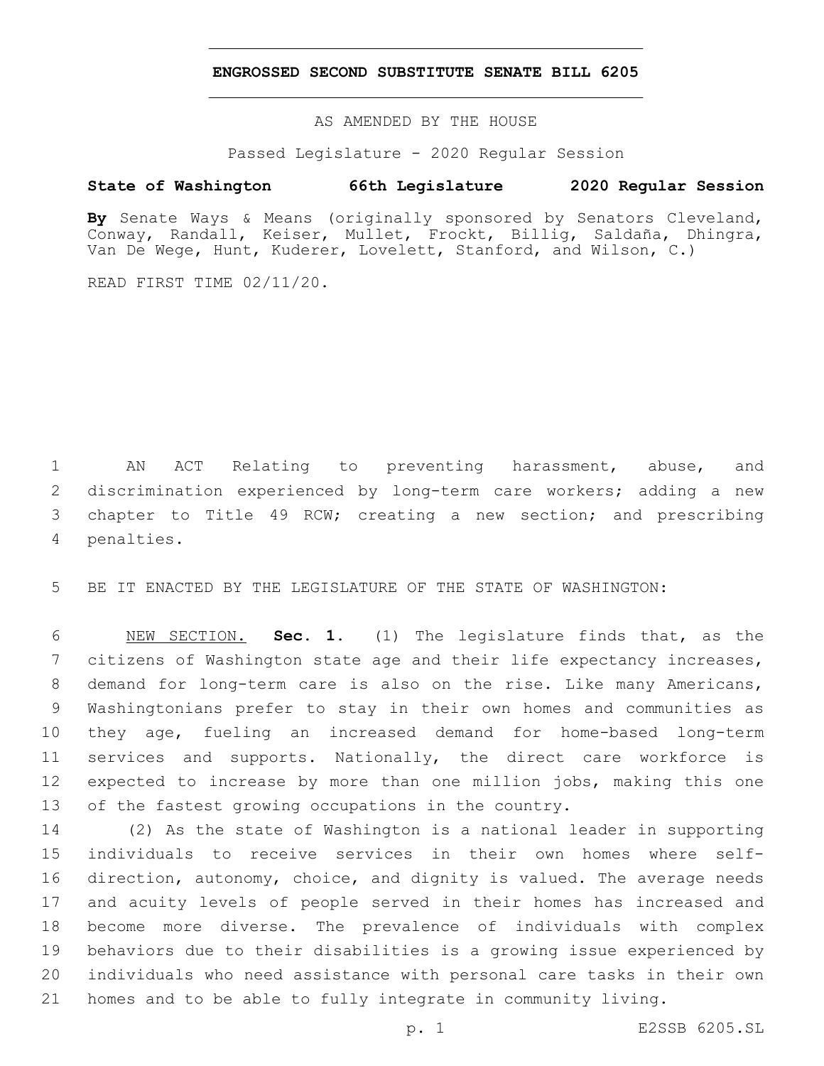# ENGROSSED SECOND SUBSTITUTE SENATE BILL 6205

AS AMENDED BY THE HOUSE

Passed Legislature - 2020 Regular Session

**State of Washington 66th Legislature 2020 Regular Session**

**By** Senate Ways & Means (originally sponsored by Senators Cleveland, Conway, Randall, Keiser, Mullet, Frockt, Billig, Saldaña, Dhingra, Van De Wege, Hunt, Kuderer, Lovelett, Stanford, and Wilson, C.)

READ FIRST TIME 02/11/20.

AN ACT Relating to preventing harassment, abuse, and discrimination experienced by long-term care workers; adding a new chapter to Title 49 RCW; creating a new section; and prescribing penalties.

BE IT ENACTED BY THE LEGISLATURE OF THE STATE OF WASHINGTON:

NEW SECTION. **Sec. 1.** (1) The legislature finds that, as the citizens of Washington state age and their life expectancy increases, demand for long-term care is also on the rise. Like many Americans, Washingtonians prefer to stay in their own homes and communities as they age, fueling an increased demand for home-based long-term services and supports. Nationally, the direct care workforce is expected to increase by more than one million jobs, making this one of the fastest growing occupations in the country.

(2) As the state of Washington is a national leader in supporting individuals to receive services in their own homes where self-direction, autonomy, choice, and dignity is valued. The average needs and acuity levels of people served in their homes has increased and become more diverse. The prevalence of individuals with complex behaviors due to their disabilities is a growing issue experienced by individuals who need assistance with personal care tasks in their own homes and to be able to fully integrate in community living.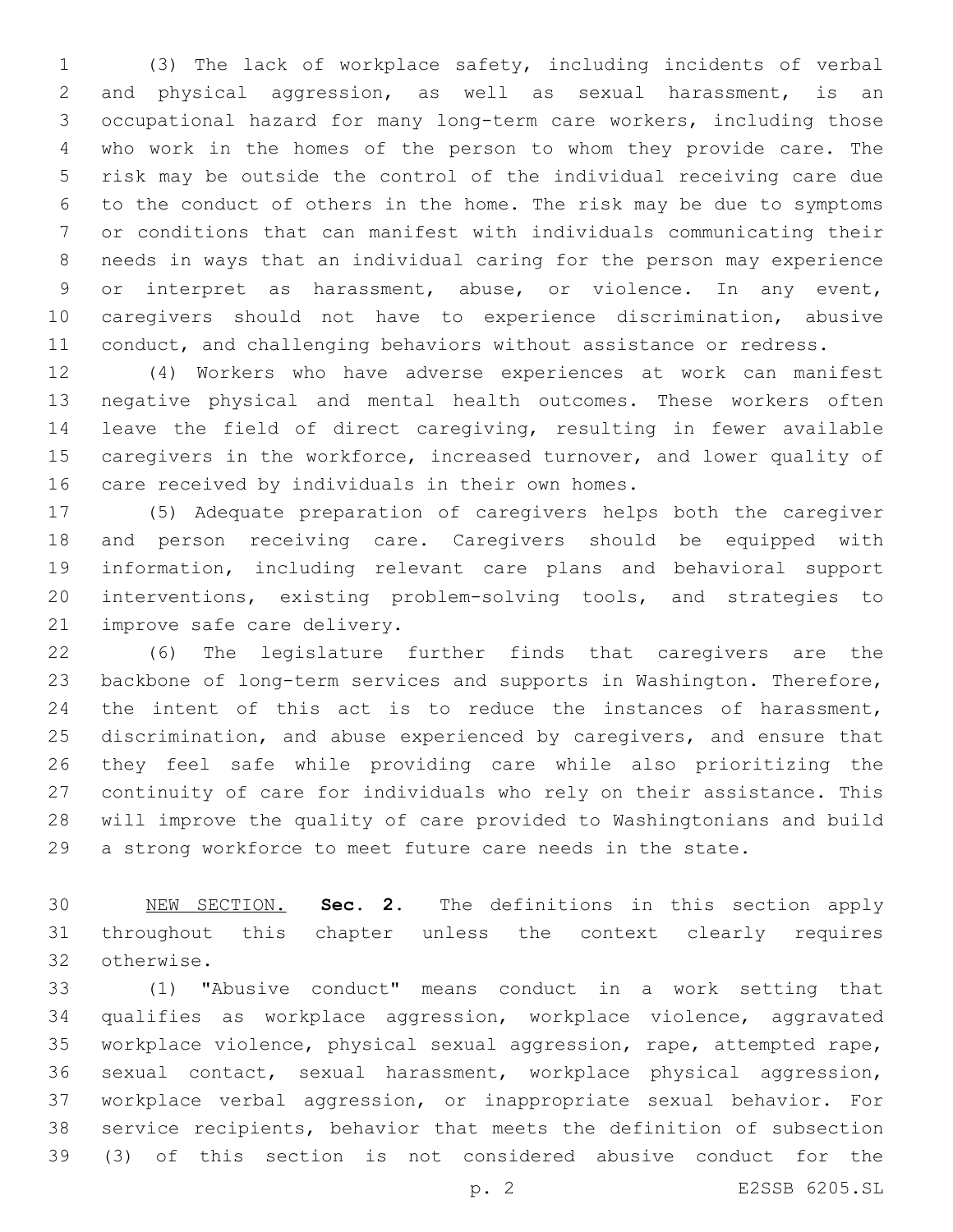(3) The lack of workplace safety, including incidents of verbal and physical aggression, as well as sexual harassment, is an occupational hazard for many long-term care workers, including those who work in the homes of the person to whom they provide care. The risk may be outside the control of the individual receiving care due to the conduct of others in the home. The risk may be due to symptoms or conditions that can manifest with individuals communicating their needs in ways that an individual caring for the person may experience or interpret as harassment, abuse, or violence. In any event, caregivers should not have to experience discrimination, abusive conduct, and challenging behaviors without assistance or redress.

(4) Workers who have adverse experiences at work can manifest negative physical and mental health outcomes. These workers often leave the field of direct caregiving, resulting in fewer available caregivers in the workforce, increased turnover, and lower quality of care received by individuals in their own homes.

(5) Adequate preparation of caregivers helps both the caregiver and person receiving care. Caregivers should be equipped with information, including relevant care plans and behavioral support interventions, existing problem-solving tools, and strategies to improve safe care delivery.

(6) The legislature further finds that caregivers are the backbone of long-term services and supports in Washington. Therefore, the intent of this act is to reduce the instances of harassment, discrimination, and abuse experienced by caregivers, and ensure that they feel safe while providing care while also prioritizing the continuity of care for individuals who rely on their assistance. This will improve the quality of care provided to Washingtonians and build a strong workforce to meet future care needs in the state.

NEW SECTION. **Sec. 2.** The definitions in this section apply throughout this chapter unless the context clearly requires otherwise.

(1) "Abusive conduct" means conduct in a work setting that qualifies as workplace aggression, workplace violence, aggravated workplace violence, physical sexual aggression, rape, attempted rape, sexual contact, sexual harassment, workplace physical aggression, workplace verbal aggression, or inappropriate sexual behavior. For service recipients, behavior that meets the definition of subsection (3) of this section is not considered abusive conduct for the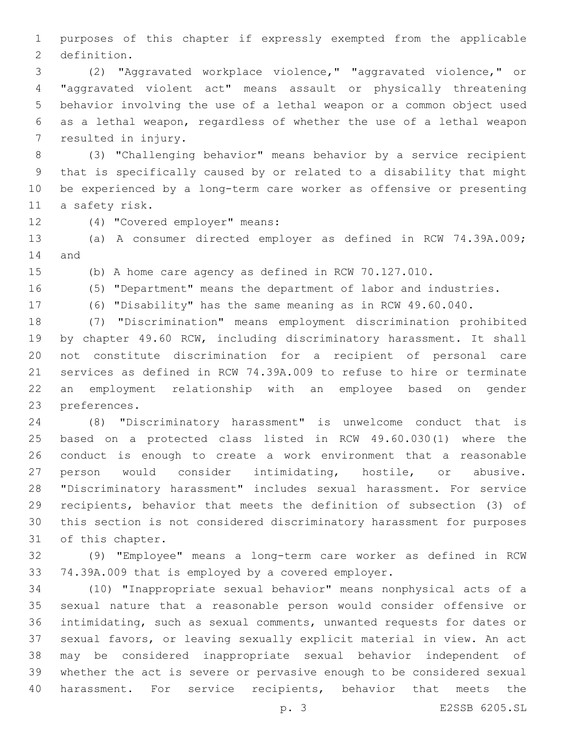purposes of this chapter if expressly exempted from the applicable definition.

(2) "Aggravated workplace violence," "aggravated violence," or "aggravated violent act" means assault or physically threatening behavior involving the use of a lethal weapon or a common object used as a lethal weapon, regardless of whether the use of a lethal weapon resulted in injury.

(3) "Challenging behavior" means behavior by a service recipient that is specifically caused by or related to a disability that might be experienced by a long-term care worker as offensive or presenting a safety risk.

(4) "Covered employer" means:

(a) A consumer directed employer as defined in RCW 74.39A.009; and

(b) A home care agency as defined in RCW 70.127.010.

(5) "Department" means the department of labor and industries.

(6) "Disability" has the same meaning as in RCW 49.60.040.

(7) "Discrimination" means employment discrimination prohibited by chapter 49.60 RCW, including discriminatory harassment. It shall not constitute discrimination for a recipient of personal care services as defined in RCW 74.39A.009 to refuse to hire or terminate an employment relationship with an employee based on gender preferences.

(8) "Discriminatory harassment" is unwelcome conduct that is based on a protected class listed in RCW 49.60.030(1) where the conduct is enough to create a work environment that a reasonable person would consider intimidating, hostile, or abusive. "Discriminatory harassment" includes sexual harassment. For service recipients, behavior that meets the definition of subsection (3) of this section is not considered discriminatory harassment for purposes of this chapter.

(9) "Employee" means a long-term care worker as defined in RCW 74.39A.009 that is employed by a covered employer.

(10) "Inappropriate sexual behavior" means nonphysical acts of a sexual nature that a reasonable person would consider offensive or intimidating, such as sexual comments, unwanted requests for dates or sexual favors, or leaving sexually explicit material in view. An act may be considered inappropriate sexual behavior independent of whether the act is severe or pervasive enough to be considered sexual harassment. For service recipients, behavior that meets the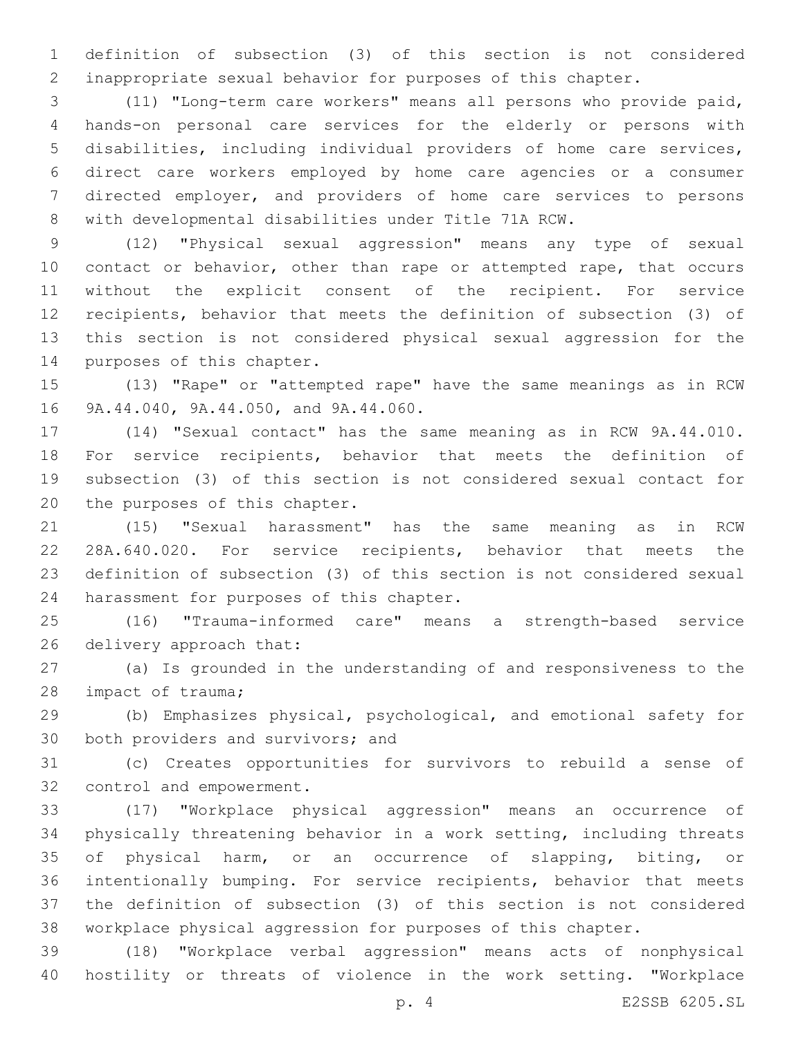definition of subsection (3) of this section is not considered inappropriate sexual behavior for purposes of this chapter.

(11) "Long-term care workers" means all persons who provide paid, hands-on personal care services for the elderly or persons with disabilities, including individual providers of home care services, direct care workers employed by home care agencies or a consumer directed employer, and providers of home care services to persons with developmental disabilities under Title 71A RCW.

(12) "Physical sexual aggression" means any type of sexual contact or behavior, other than rape or attempted rape, that occurs without the explicit consent of the recipient. For service recipients, behavior that meets the definition of subsection (3) of this section is not considered physical sexual aggression for the purposes of this chapter.

(13) "Rape" or "attempted rape" have the same meanings as in RCW 9A.44.040, 9A.44.050, and 9A.44.060.

(14) "Sexual contact" has the same meaning as in RCW 9A.44.010. For service recipients, behavior that meets the definition of subsection (3) of this section is not considered sexual contact for the purposes of this chapter.

(15) "Sexual harassment" has the same meaning as in RCW 28A.640.020. For service recipients, behavior that meets the definition of subsection (3) of this section is not considered sexual harassment for purposes of this chapter.

(16) "Trauma-informed care" means a strength-based service delivery approach that:

(a) Is grounded in the understanding of and responsiveness to the impact of trauma;

(b) Emphasizes physical, psychological, and emotional safety for both providers and survivors; and

(c) Creates opportunities for survivors to rebuild a sense of control and empowerment.

(17) "Workplace physical aggression" means an occurrence of physically threatening behavior in a work setting, including threats of physical harm, or an occurrence of slapping, biting, or intentionally bumping. For service recipients, behavior that meets the definition of subsection (3) of this section is not considered workplace physical aggression for purposes of this chapter.

(18) "Workplace verbal aggression" means acts of nonphysical hostility or threats of violence in the work setting. "Workplace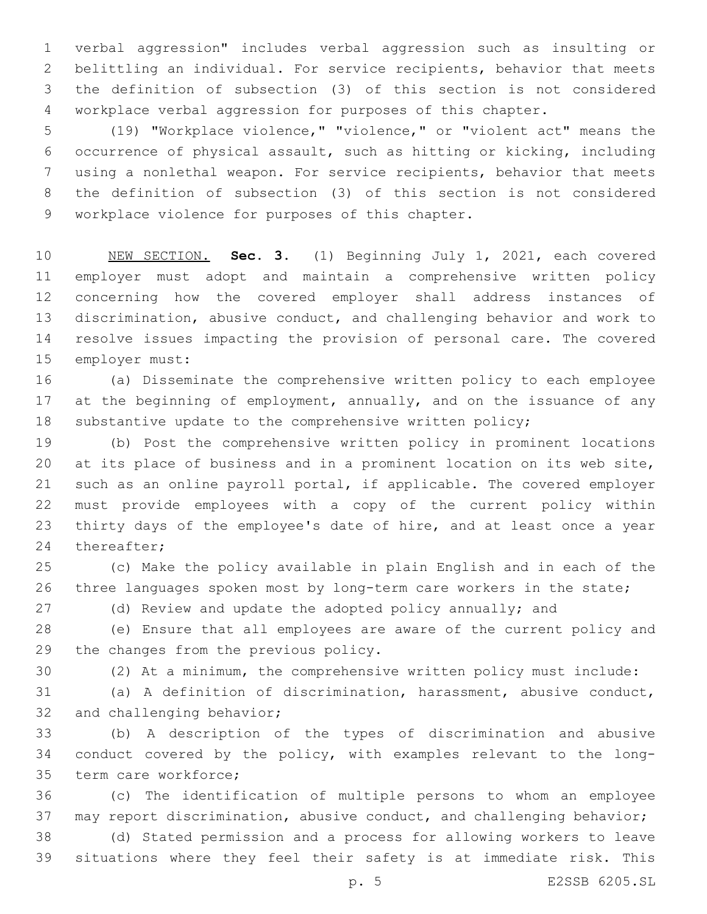verbal aggression" includes verbal aggression such as insulting or belittling an individual. For service recipients, behavior that meets the definition of subsection (3) of this section is not considered workplace verbal aggression for purposes of this chapter.

(19) "Workplace violence," "violence," or "violent act" means the occurrence of physical assault, such as hitting or kicking, including using a nonlethal weapon. For service recipients, behavior that meets the definition of subsection (3) of this section is not considered workplace violence for purposes of this chapter.

NEW SECTION. **Sec. 3.** (1) Beginning July 1, 2021, each covered employer must adopt and maintain a comprehensive written policy concerning how the covered employer shall address instances of discrimination, abusive conduct, and challenging behavior and work to resolve issues impacting the provision of personal care. The covered employer must:

(a) Disseminate the comprehensive written policy to each employee at the beginning of employment, annually, and on the issuance of any substantive update to the comprehensive written policy;

(b) Post the comprehensive written policy in prominent locations at its place of business and in a prominent location on its web site, such as an online payroll portal, if applicable. The covered employer must provide employees with a copy of the current policy within thirty days of the employee's date of hire, and at least once a year thereafter;

(c) Make the policy available in plain English and in each of the three languages spoken most by long-term care workers in the state;

(d) Review and update the adopted policy annually; and

(e) Ensure that all employees are aware of the current policy and the changes from the previous policy.

(2) At a minimum, the comprehensive written policy must include:

(a) A definition of discrimination, harassment, abusive conduct, and challenging behavior;

(b) A description of the types of discrimination and abusive conduct covered by the policy, with examples relevant to the long-term care workforce;

(c) The identification of multiple persons to whom an employee may report discrimination, abusive conduct, and challenging behavior;

(d) Stated permission and a process for allowing workers to leave situations where they feel their safety is at immediate risk. This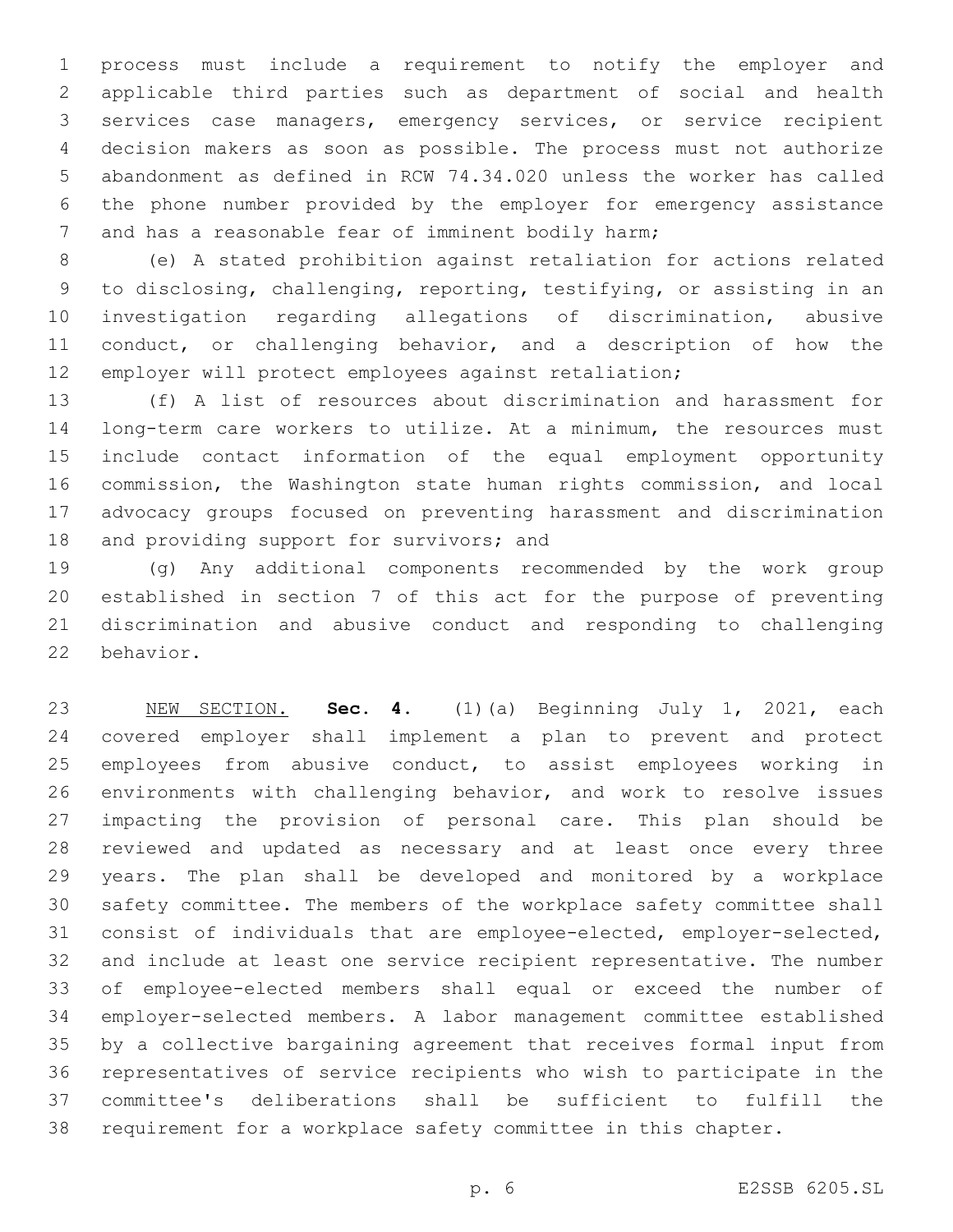process must include a requirement to notify the employer and applicable third parties such as department of social and health services case managers, emergency services, or service recipient decision makers as soon as possible. The process must not authorize abandonment as defined in RCW 74.34.020 unless the worker has called the phone number provided by the employer for emergency assistance and has a reasonable fear of imminent bodily harm;

(e) A stated prohibition against retaliation for actions related to disclosing, challenging, reporting, testifying, or assisting in an investigation regarding allegations of discrimination, abusive conduct, or challenging behavior, and a description of how the employer will protect employees against retaliation;

(f) A list of resources about discrimination and harassment for long-term care workers to utilize. At a minimum, the resources must include contact information of the equal employment opportunity commission, the Washington state human rights commission, and local advocacy groups focused on preventing harassment and discrimination and providing support for survivors; and

(g) Any additional components recommended by the work group established in section 7 of this act for the purpose of preventing discrimination and abusive conduct and responding to challenging behavior.

NEW SECTION. **Sec. 4.** (1)(a) Beginning July 1, 2021, each covered employer shall implement a plan to prevent and protect employees from abusive conduct, to assist employees working in environments with challenging behavior, and work to resolve issues impacting the provision of personal care. This plan should be reviewed and updated as necessary and at least once every three years. The plan shall be developed and monitored by a workplace safety committee. The members of the workplace safety committee shall consist of individuals that are employee-elected, employer-selected, and include at least one service recipient representative. The number of employee-elected members shall equal or exceed the number of employer-selected members. A labor management committee established by a collective bargaining agreement that receives formal input from representatives of service recipients who wish to participate in the committee's deliberations shall be sufficient to fulfill the requirement for a workplace safety committee in this chapter.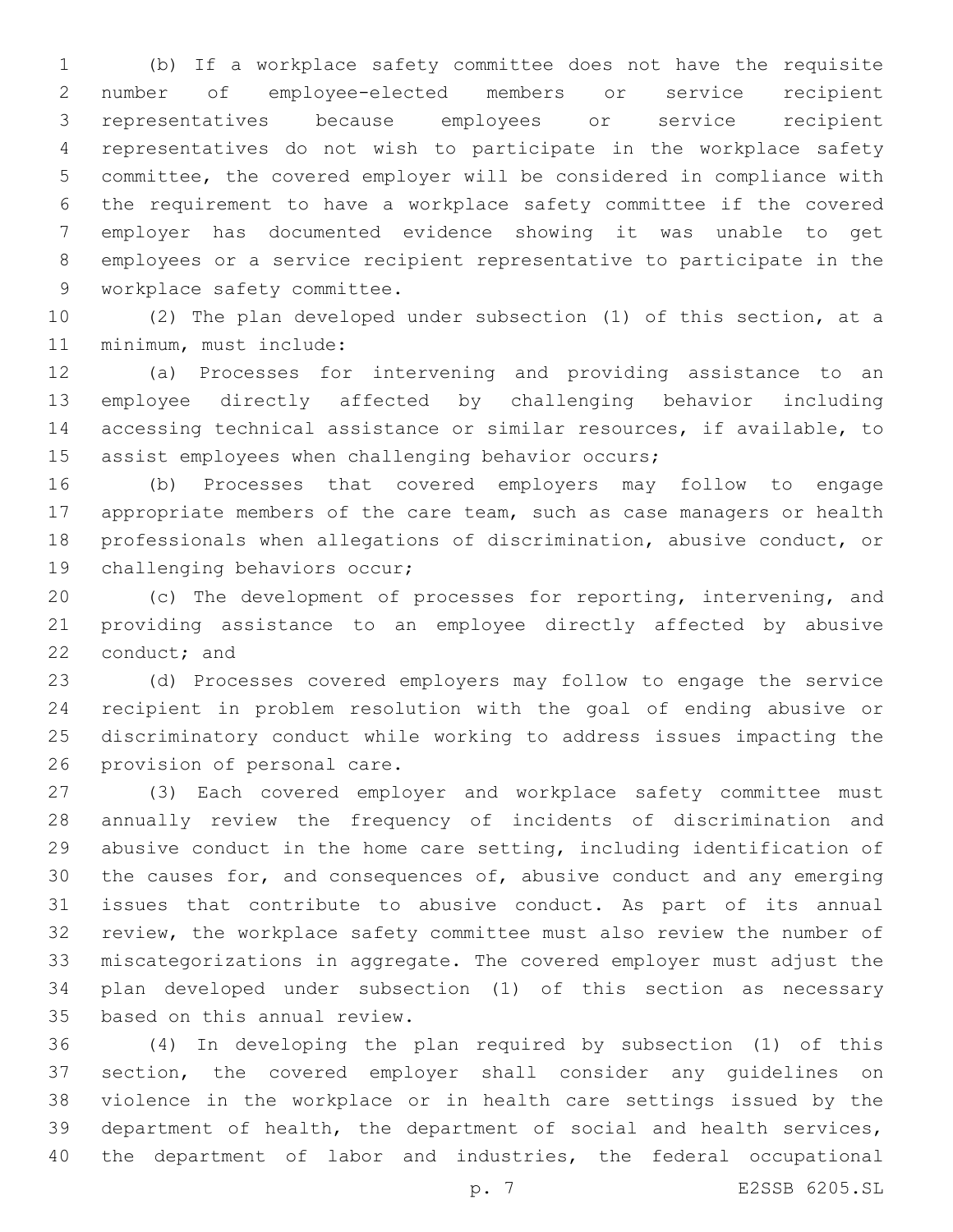(b) If a workplace safety committee does not have the requisite number of employee-elected members or service recipient representatives because employees or service recipient representatives do not wish to participate in the workplace safety committee, the covered employer will be considered in compliance with the requirement to have a workplace safety committee if the covered employer has documented evidence showing it was unable to get employees or a service recipient representative to participate in the workplace safety committee.

(2) The plan developed under subsection (1) of this section, at a minimum, must include:

(a) Processes for intervening and providing assistance to an employee directly affected by challenging behavior including accessing technical assistance or similar resources, if available, to assist employees when challenging behavior occurs;

(b) Processes that covered employers may follow to engage appropriate members of the care team, such as case managers or health professionals when allegations of discrimination, abusive conduct, or challenging behaviors occur;

(c) The development of processes for reporting, intervening, and providing assistance to an employee directly affected by abusive conduct; and

(d) Processes covered employers may follow to engage the service recipient in problem resolution with the goal of ending abusive or discriminatory conduct while working to address issues impacting the provision of personal care.

(3) Each covered employer and workplace safety committee must annually review the frequency of incidents of discrimination and abusive conduct in the home care setting, including identification of the causes for, and consequences of, abusive conduct and any emerging issues that contribute to abusive conduct. As part of its annual review, the workplace safety committee must also review the number of miscategorizations in aggregate. The covered employer must adjust the plan developed under subsection (1) of this section as necessary based on this annual review.

(4) In developing the plan required by subsection (1) of this section, the covered employer shall consider any guidelines on violence in the workplace or in health care settings issued by the department of health, the department of social and health services, the department of labor and industries, the federal occupational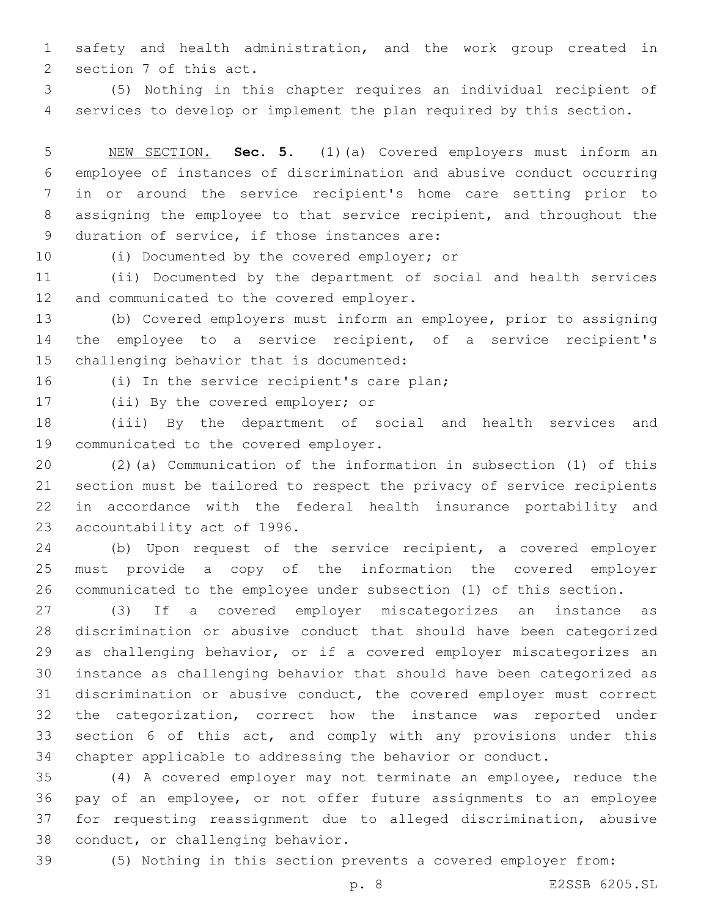safety and health administration, and the work group created in section 7 of this act.

(5) Nothing in this chapter requires an individual recipient of services to develop or implement the plan required by this section.

NEW SECTION. **Sec. 5.** (1)(a) Covered employers must inform an employee of instances of discrimination and abusive conduct occurring in or around the service recipient's home care setting prior to assigning the employee to that service recipient, and throughout the duration of service, if those instances are:

(i) Documented by the covered employer; or

(ii) Documented by the department of social and health services and communicated to the covered employer.

(b) Covered employers must inform an employee, prior to assigning the employee to a service recipient, of a service recipient's challenging behavior that is documented:

(i) In the service recipient's care plan;

(ii) By the covered employer; or

(iii) By the department of social and health services and communicated to the covered employer.

(2)(a) Communication of the information in subsection (1) of this section must be tailored to respect the privacy of service recipients in accordance with the federal health insurance portability and accountability act of 1996.

(b) Upon request of the service recipient, a covered employer must provide a copy of the information the covered employer communicated to the employee under subsection (1) of this section.

(3) If a covered employer miscategorizes an instance as discrimination or abusive conduct that should have been categorized as challenging behavior, or if a covered employer miscategorizes an instance as challenging behavior that should have been categorized as discrimination or abusive conduct, the covered employer must correct the categorization, correct how the instance was reported under section 6 of this act, and comply with any provisions under this chapter applicable to addressing the behavior or conduct.

(4) A covered employer may not terminate an employee, reduce the pay of an employee, or not offer future assignments to an employee for requesting reassignment due to alleged discrimination, abusive conduct, or challenging behavior.

(5) Nothing in this section prevents a covered employer from: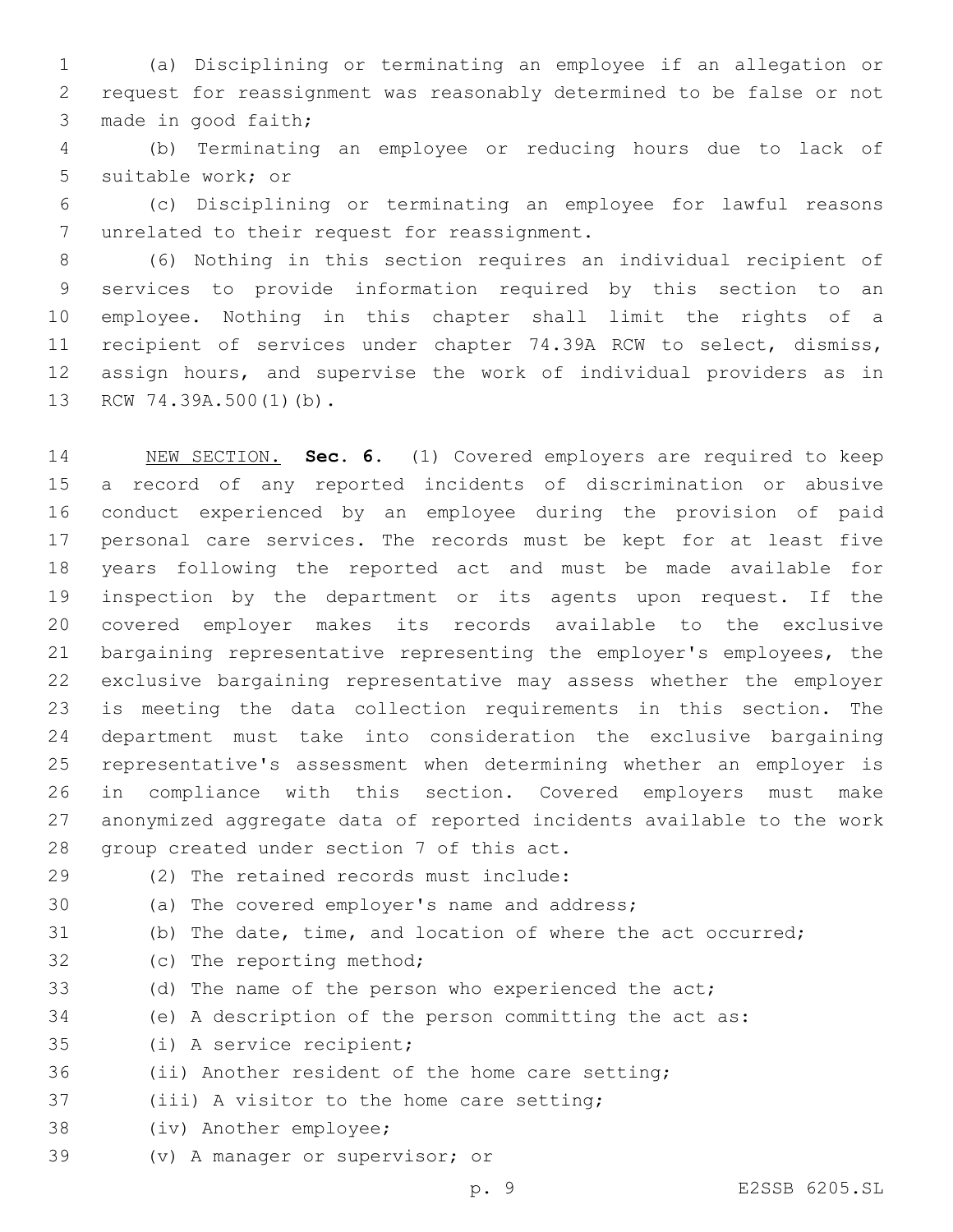(a) Disciplining or terminating an employee if an allegation or request for reassignment was reasonably determined to be false or not made in good faith;

(b) Terminating an employee or reducing hours due to lack of suitable work; or

(c) Disciplining or terminating an employee for lawful reasons unrelated to their request for reassignment.

(6) Nothing in this section requires an individual recipient of services to provide information required by this section to an employee. Nothing in this chapter shall limit the rights of a recipient of services under chapter 74.39A RCW to select, dismiss, assign hours, and supervise the work of individual providers as in RCW 74.39A.500(1)(b).

NEW SECTION. **Sec. 6.** (1) Covered employers are required to keep a record of any reported incidents of discrimination or abusive conduct experienced by an employee during the provision of paid personal care services. The records must be kept for at least five years following the reported act and must be made available for inspection by the department or its agents upon request. If the covered employer makes its records available to the exclusive bargaining representative representing the employer's employees, the exclusive bargaining representative may assess whether the employer is meeting the data collection requirements in this section. The department must take into consideration the exclusive bargaining representative's assessment when determining whether an employer is in compliance with this section. Covered employers must make anonymized aggregate data of reported incidents available to the work group created under section 7 of this act.

(2) The retained records must include:

(a) The covered employer's name and address;

(b) The date, time, and location of where the act occurred;

(c) The reporting method;

(d) The name of the person who experienced the act;

(e) A description of the person committing the act as:

(i) A service recipient;

(ii) Another resident of the home care setting;

(iii) A visitor to the home care setting;

(iv) Another employee;

(v) A manager or supervisor; or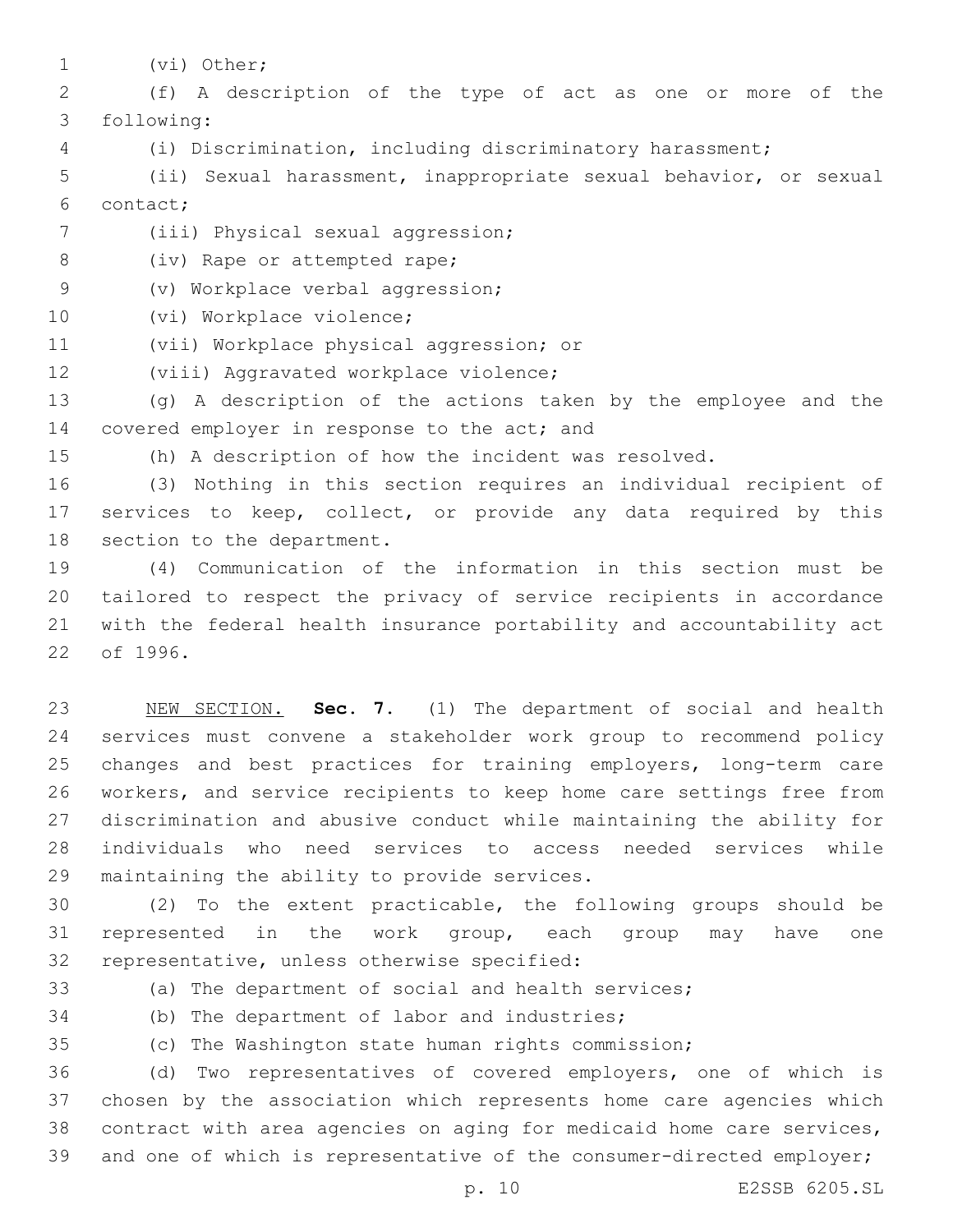(vi) Other;

(f) A description of the type of act as one or more of the following:

(i) Discrimination, including discriminatory harassment;

(ii) Sexual harassment, inappropriate sexual behavior, or sexual contact;

(iii) Physical sexual aggression;

(iv) Rape or attempted rape;

(v) Workplace verbal aggression;

(vi) Workplace violence;

(vii) Workplace physical aggression; or

(viii) Aggravated workplace violence;

(g) A description of the actions taken by the employee and the covered employer in response to the act; and

(h) A description of how the incident was resolved.

(3) Nothing in this section requires an individual recipient of services to keep, collect, or provide any data required by this section to the department.

(4) Communication of the information in this section must be tailored to respect the privacy of service recipients in accordance with the federal health insurance portability and accountability act of 1996.

NEW SECTION. **Sec. 7.** (1) The department of social and health services must convene a stakeholder work group to recommend policy changes and best practices for training employers, long-term care workers, and service recipients to keep home care settings free from discrimination and abusive conduct while maintaining the ability for individuals who need services to access needed services while maintaining the ability to provide services.

(2) To the extent practicable, the following groups should be represented in the work group, each group may have one representative, unless otherwise specified:

(a) The department of social and health services;

(b) The department of labor and industries;

(c) The Washington state human rights commission;

(d) Two representatives of covered employers, one of which is chosen by the association which represents home care agencies which contract with area agencies on aging for medicaid home care services, and one of which is representative of the consumer-directed employer;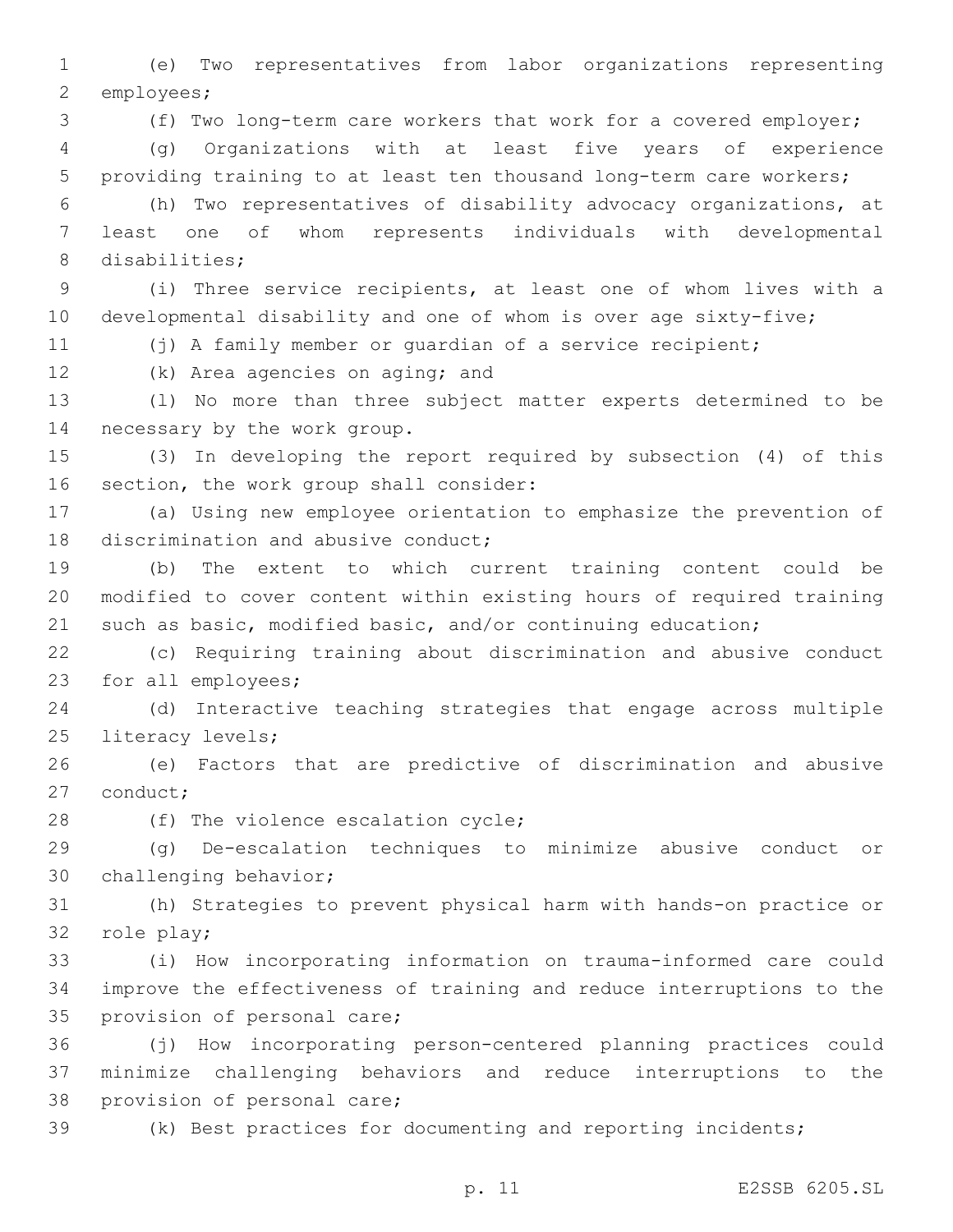(e) Two representatives from labor organizations representing employees;

(f) Two long-term care workers that work for a covered employer;

(g) Organizations with at least five years of experience providing training to at least ten thousand long-term care workers;

(h) Two representatives of disability advocacy organizations, at least one of whom represents individuals with developmental disabilities;

(i) Three service recipients, at least one of whom lives with a developmental disability and one of whom is over age sixty-five;

(j) A family member or guardian of a service recipient;

(k) Area agencies on aging; and

(l) No more than three subject matter experts determined to be necessary by the work group.

(3) In developing the report required by subsection (4) of this section, the work group shall consider:

(a) Using new employee orientation to emphasize the prevention of discrimination and abusive conduct;

(b) The extent to which current training content could be modified to cover content within existing hours of required training such as basic, modified basic, and/or continuing education;

(c) Requiring training about discrimination and abusive conduct for all employees;

(d) Interactive teaching strategies that engage across multiple literacy levels;

(e) Factors that are predictive of discrimination and abusive conduct;

(f) The violence escalation cycle;

(g) De-escalation techniques to minimize abusive conduct or challenging behavior;

(h) Strategies to prevent physical harm with hands-on practice or role play;

(i) How incorporating information on trauma-informed care could improve the effectiveness of training and reduce interruptions to the provision of personal care;

(j) How incorporating person-centered planning practices could minimize challenging behaviors and reduce interruptions to the provision of personal care;

(k) Best practices for documenting and reporting incidents;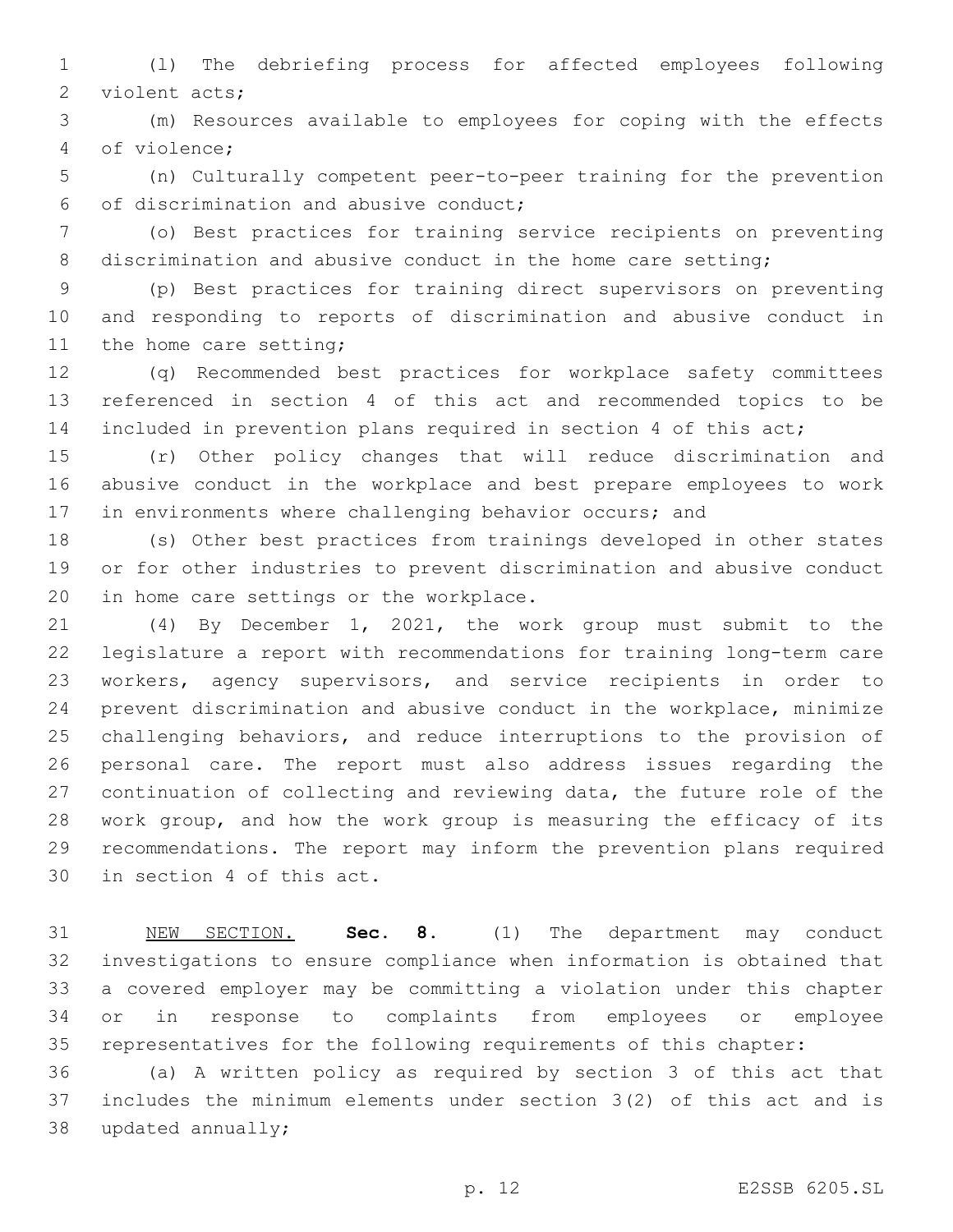(l) The debriefing process for affected employees following violent acts;

(m) Resources available to employees for coping with the effects of violence;

(n) Culturally competent peer-to-peer training for the prevention of discrimination and abusive conduct;

(o) Best practices for training service recipients on preventing discrimination and abusive conduct in the home care setting;

(p) Best practices for training direct supervisors on preventing and responding to reports of discrimination and abusive conduct in the home care setting;

(q) Recommended best practices for workplace safety committees referenced in section 4 of this act and recommended topics to be included in prevention plans required in section 4 of this act;

(r) Other policy changes that will reduce discrimination and abusive conduct in the workplace and best prepare employees to work in environments where challenging behavior occurs; and

(s) Other best practices from trainings developed in other states or for other industries to prevent discrimination and abusive conduct in home care settings or the workplace.

(4) By December 1, 2021, the work group must submit to the legislature a report with recommendations for training long-term care workers, agency supervisors, and service recipients in order to prevent discrimination and abusive conduct in the workplace, minimize challenging behaviors, and reduce interruptions to the provision of personal care. The report must also address issues regarding the continuation of collecting and reviewing data, the future role of the work group, and how the work group is measuring the efficacy of its recommendations. The report may inform the prevention plans required in section 4 of this act.

NEW SECTION. **Sec. 8.** (1) The department may conduct investigations to ensure compliance when information is obtained that a covered employer may be committing a violation under this chapter or in response to complaints from employees or employee representatives for the following requirements of this chapter:

(a) A written policy as required by section 3 of this act that includes the minimum elements under section 3(2) of this act and is updated annually;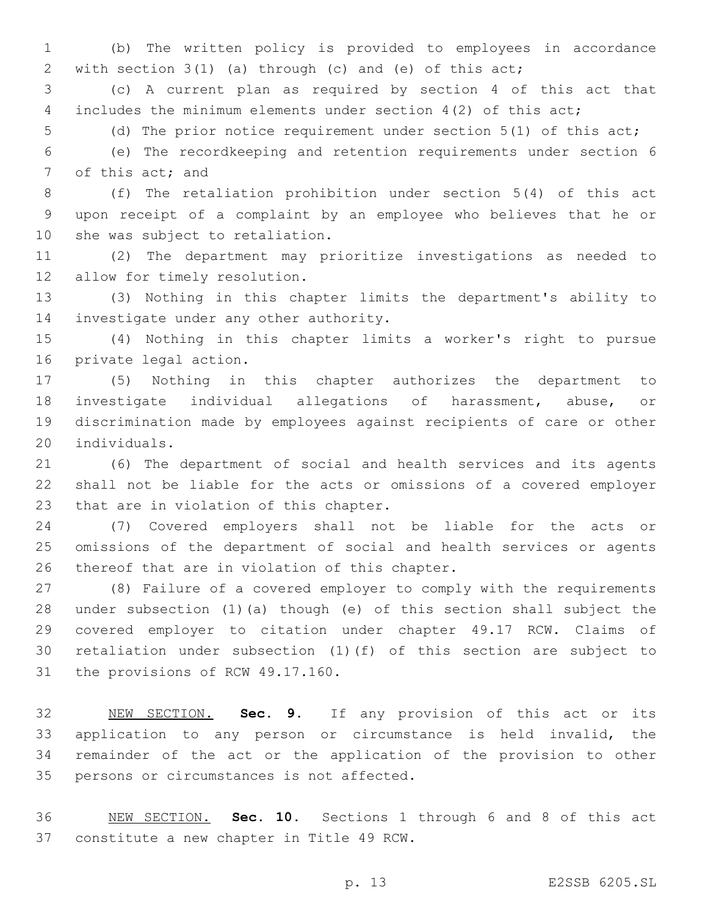(b) The written policy is provided to employees in accordance with section 3(1) (a) through (c) and (e) of this act;

(c) A current plan as required by section 4 of this act that includes the minimum elements under section 4(2) of this act;

(d) The prior notice requirement under section 5(1) of this act;

(e) The recordkeeping and retention requirements under section 6 of this act; and

(f) The retaliation prohibition under section 5(4) of this act upon receipt of a complaint by an employee who believes that he or she was subject to retaliation.

(2) The department may prioritize investigations as needed to allow for timely resolution.

(3) Nothing in this chapter limits the department's ability to investigate under any other authority.

(4) Nothing in this chapter limits a worker's right to pursue private legal action.

(5) Nothing in this chapter authorizes the department to investigate individual allegations of harassment, abuse, or discrimination made by employees against recipients of care or other individuals.

(6) The department of social and health services and its agents shall not be liable for the acts or omissions of a covered employer that are in violation of this chapter.

(7) Covered employers shall not be liable for the acts or omissions of the department of social and health services or agents thereof that are in violation of this chapter.

(8) Failure of a covered employer to comply with the requirements under subsection (1)(a) though (e) of this section shall subject the covered employer to citation under chapter 49.17 RCW. Claims of retaliation under subsection (1)(f) of this section are subject to the provisions of RCW 49.17.160.

NEW SECTION. **Sec. 9.** If any provision of this act or its application to any person or circumstance is held invalid, the remainder of the act or the application of the provision to other persons or circumstances is not affected.

NEW SECTION. **Sec. 10.** Sections 1 through 6 and 8 of this act constitute a new chapter in Title 49 RCW.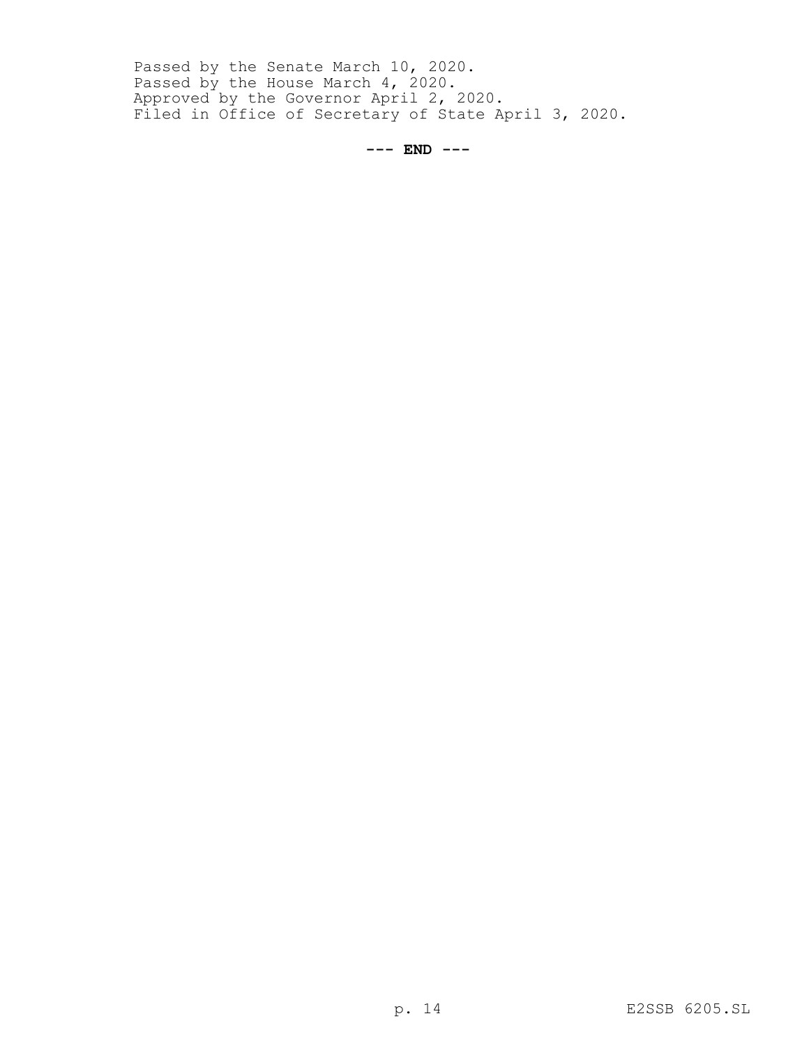Passed by the Senate March 10, 2020.
Passed by the House March 4, 2020.
Approved by the Governor April 2, 2020.
Filed in Office of Secretary of State April 3, 2020.

**--- END ---**